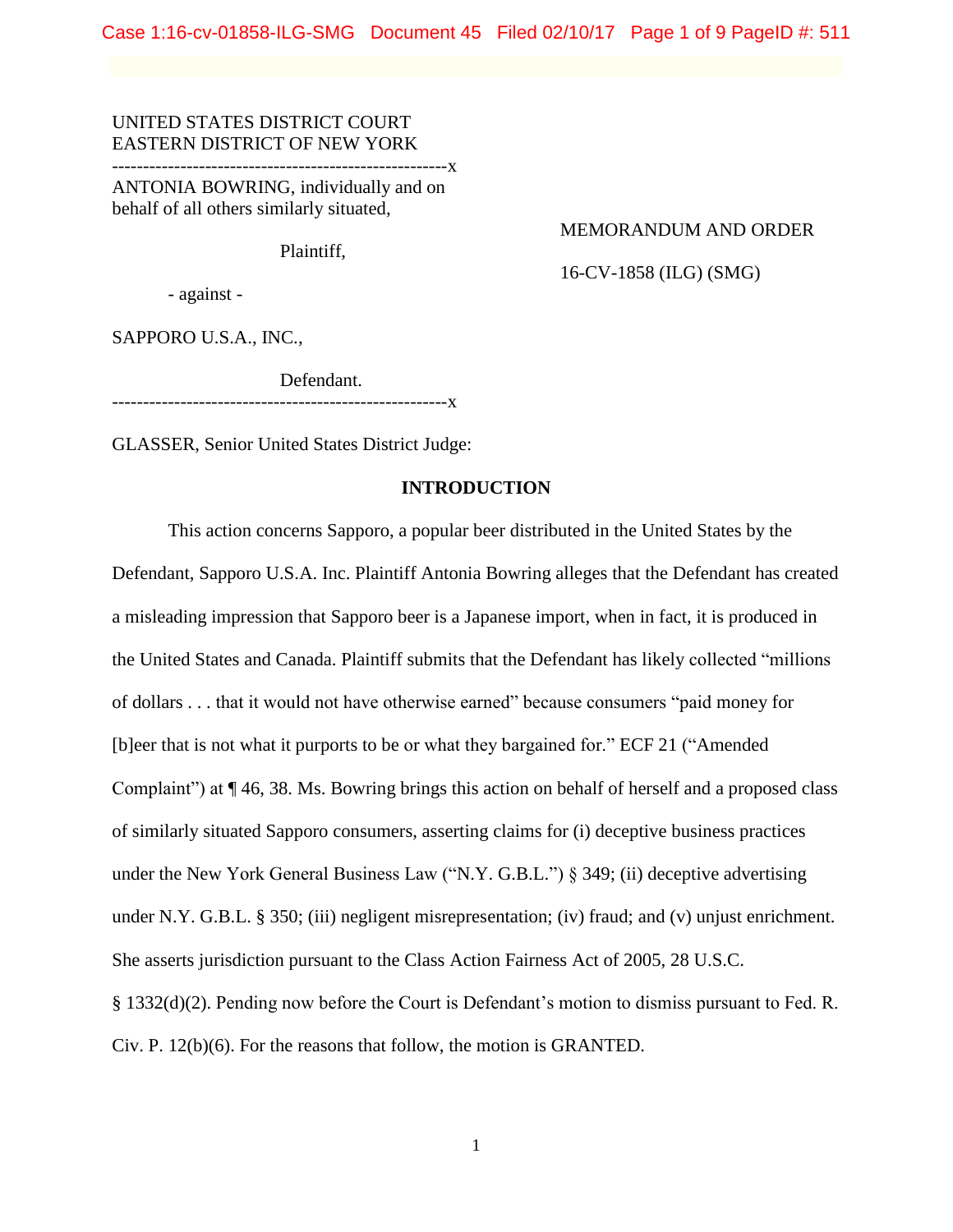UNITED STATES DISTRICT COURT
EASTERN DISTRICT OF NEW YORK

-------------------------------------------------------x

ANTONIA BOWRING, individually and on behalf of all others similarly situated,

Plaintiff,

- against -

SAPPORO U.S.A., INC.,

Defendant.

-------------------------------------------------------x

MEMORANDUM AND ORDER

16-CV-1858 (ILG) (SMG)

GLASSER, Senior United States District Judge:

## INTRODUCTION

This action concerns Sapporo, a popular beer distributed in the United States by the Defendant, Sapporo U.S.A. Inc. Plaintiff Antonia Bowring alleges that the Defendant has created a misleading impression that Sapporo beer is a Japanese import, when in fact, it is produced in the United States and Canada. Plaintiff submits that the Defendant has likely collected "millions of dollars . . . that it would not have otherwise earned" because consumers "paid money for [b]eer that is not what it purports to be or what they bargained for." ECF 21 ("Amended Complaint") at ¶ 46, 38. Ms. Bowring brings this action on behalf of herself and a proposed class of similarly situated Sapporo consumers, asserting claims for (i) deceptive business practices under the New York General Business Law ("N.Y. G.B.L.") § 349; (ii) deceptive advertising under N.Y. G.B.L. § 350; (iii) negligent misrepresentation; (iv) fraud; and (v) unjust enrichment. She asserts jurisdiction pursuant to the Class Action Fairness Act of 2005, 28 U.S.C. § 1332(d)(2). Pending now before the Court is Defendant's motion to dismiss pursuant to Fed. R. Civ. P. 12(b)(6). For the reasons that follow, the motion is GRANTED.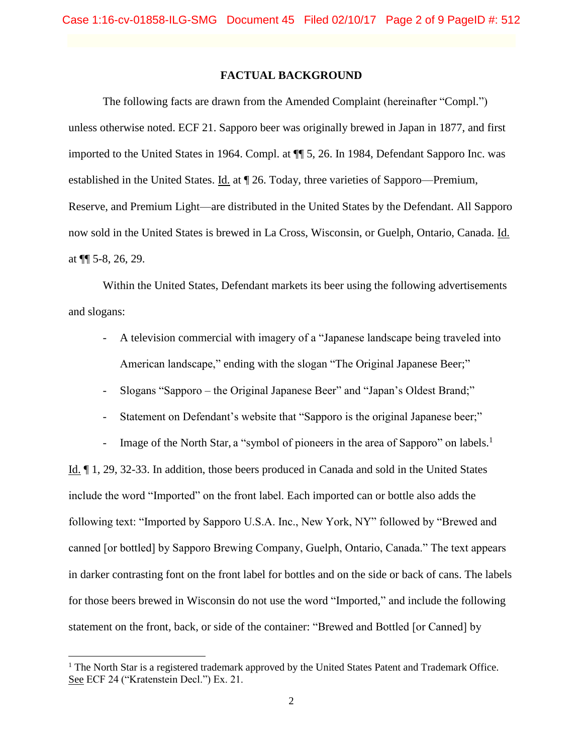## FACTUAL BACKGROUND

The following facts are drawn from the Amended Complaint (hereinafter "Compl.") unless otherwise noted. ECF 21. Sapporo beer was originally brewed in Japan in 1877, and first imported to the United States in 1964. Compl. at ¶¶ 5, 26. In 1984, Defendant Sapporo Inc. was established in the United States. Id. at ¶ 26. Today, three varieties of Sapporo—Premium, Reserve, and Premium Light—are distributed in the United States by the Defendant. All Sapporo now sold in the United States is brewed in La Cross, Wisconsin, or Guelph, Ontario, Canada. Id. at ¶¶ 5-8, 26, 29.

Within the United States, Defendant markets its beer using the following advertisements and slogans:

- A television commercial with imagery of a "Japanese landscape being traveled into American landscape," ending with the slogan "The Original Japanese Beer;"
- Slogans "Sapporo – the Original Japanese Beer" and "Japan's Oldest Brand;"
- Statement on Defendant's website that "Sapporo is the original Japanese beer;"
- Image of the North Star, a "symbol of pioneers in the area of Sapporo" on labels.[1]

Id. ¶ 1, 29, 32-33. In addition, those beers produced in Canada and sold in the United States include the word "Imported" on the front label. Each imported can or bottle also adds the following text: "Imported by Sapporo U.S.A. Inc., New York, NY" followed by "Brewed and canned [or bottled] by Sapporo Brewing Company, Guelph, Ontario, Canada." The text appears in darker contrasting font on the front label for bottles and on the side or back of cans. The labels for those beers brewed in Wisconsin do not use the word "Imported," and include the following statement on the front, back, or side of the container: "Brewed and Bottled [or Canned] by

---

[1] The North Star is a registered trademark approved by the United States Patent and Trademark Office. See ECF 24 ("Kratenstein Decl.") Ex. 21.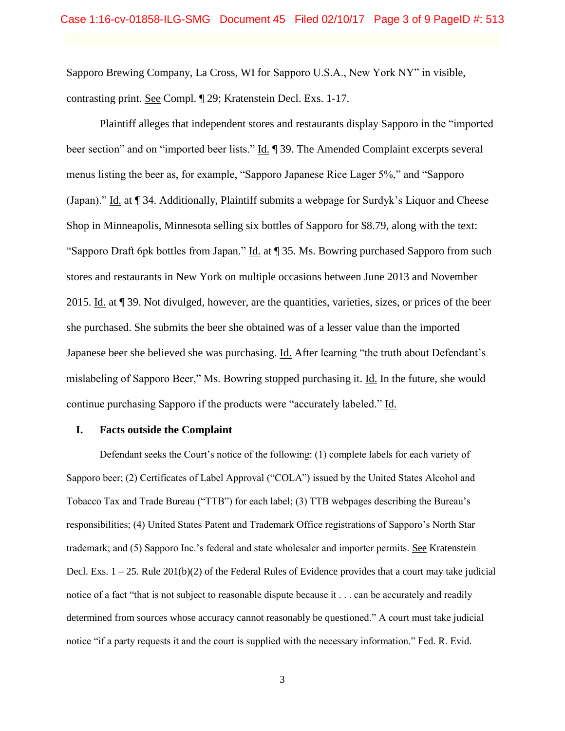Sapporo Brewing Company, La Cross, WI for Sapporo U.S.A., New York NY" in visible, contrasting print. See Compl. ¶ 29; Kratenstein Decl. Exs. 1-17.

Plaintiff alleges that independent stores and restaurants display Sapporo in the "imported beer section" and on "imported beer lists." Id. ¶ 39. The Amended Complaint excerpts several menus listing the beer as, for example, "Sapporo Japanese Rice Lager 5%," and "Sapporo (Japan)." Id. at ¶ 34. Additionally, Plaintiff submits a webpage for Surdyk's Liquor and Cheese Shop in Minneapolis, Minnesota selling six bottles of Sapporo for $8.79, along with the text: "Sapporo Draft 6pk bottles from Japan." Id. at ¶ 35. Ms. Bowring purchased Sapporo from such stores and restaurants in New York on multiple occasions between June 2013 and November 2015. Id. at ¶ 39. Not divulged, however, are the quantities, varieties, sizes, or prices of the beer she purchased. She submits the beer she obtained was of a lesser value than the imported Japanese beer she believed she was purchasing. Id. After learning "the truth about Defendant's mislabeling of Sapporo Beer," Ms. Bowring stopped purchasing it. Id. In the future, she would continue purchasing Sapporo if the products were "accurately labeled." Id.

## I. Facts outside the Complaint

Defendant seeks the Court's notice of the following: (1) complete labels for each variety of Sapporo beer; (2) Certificates of Label Approval ("COLA") issued by the United States Alcohol and Tobacco Tax and Trade Bureau ("TTB") for each label; (3) TTB webpages describing the Bureau's responsibilities; (4) United States Patent and Trademark Office registrations of Sapporo's North Star trademark; and (5) Sapporo Inc.'s federal and state wholesaler and importer permits. See Kratenstein Decl. Exs. 1 – 25. Rule 201(b)(2) of the Federal Rules of Evidence provides that a court may take judicial notice of a fact "that is not subject to reasonable dispute because it . . . can be accurately and readily determined from sources whose accuracy cannot reasonably be questioned." A court must take judicial notice "if a party requests it and the court is supplied with the necessary information." Fed. R. Evid.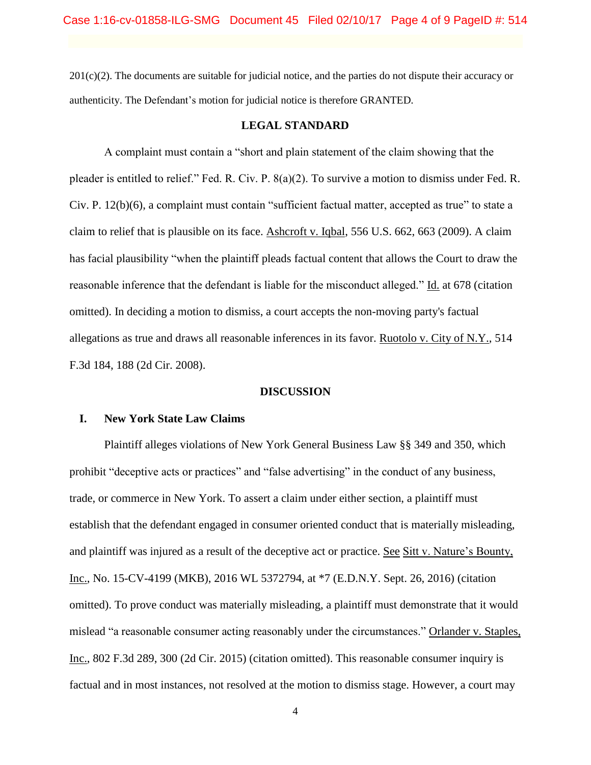201(c)(2). The documents are suitable for judicial notice, and the parties do not dispute their accuracy or authenticity. The Defendant's motion for judicial notice is therefore GRANTED.

## LEGAL STANDARD

A complaint must contain a "short and plain statement of the claim showing that the pleader is entitled to relief." Fed. R. Civ. P. 8(a)(2). To survive a motion to dismiss under Fed. R. Civ. P. 12(b)(6), a complaint must contain "sufficient factual matter, accepted as true" to state a claim to relief that is plausible on its face. Ashcroft v. Iqbal, 556 U.S. 662, 663 (2009). A claim has facial plausibility "when the plaintiff pleads factual content that allows the Court to draw the reasonable inference that the defendant is liable for the misconduct alleged." Id. at 678 (citation omitted). In deciding a motion to dismiss, a court accepts the non-moving party's factual allegations as true and draws all reasonable inferences in its favor. Ruotolo v. City of N.Y., 514 F.3d 184, 188 (2d Cir. 2008).

## DISCUSSION

### I. New York State Law Claims

Plaintiff alleges violations of New York General Business Law §§ 349 and 350, which prohibit "deceptive acts or practices" and "false advertising" in the conduct of any business, trade, or commerce in New York. To assert a claim under either section, a plaintiff must establish that the defendant engaged in consumer oriented conduct that is materially misleading, and plaintiff was injured as a result of the deceptive act or practice. See Sitt v. Nature's Bounty, Inc., No. 15-CV-4199 (MKB), 2016 WL 5372794, at *7 (E.D.N.Y. Sept. 26, 2016) (citation omitted). To prove conduct was materially misleading, a plaintiff must demonstrate that it would mislead "a reasonable consumer acting reasonably under the circumstances." Orlander v. Staples, Inc., 802 F.3d 289, 300 (2d Cir. 2015) (citation omitted). This reasonable consumer inquiry is factual and in most instances, not resolved at the motion to dismiss stage. However, a court may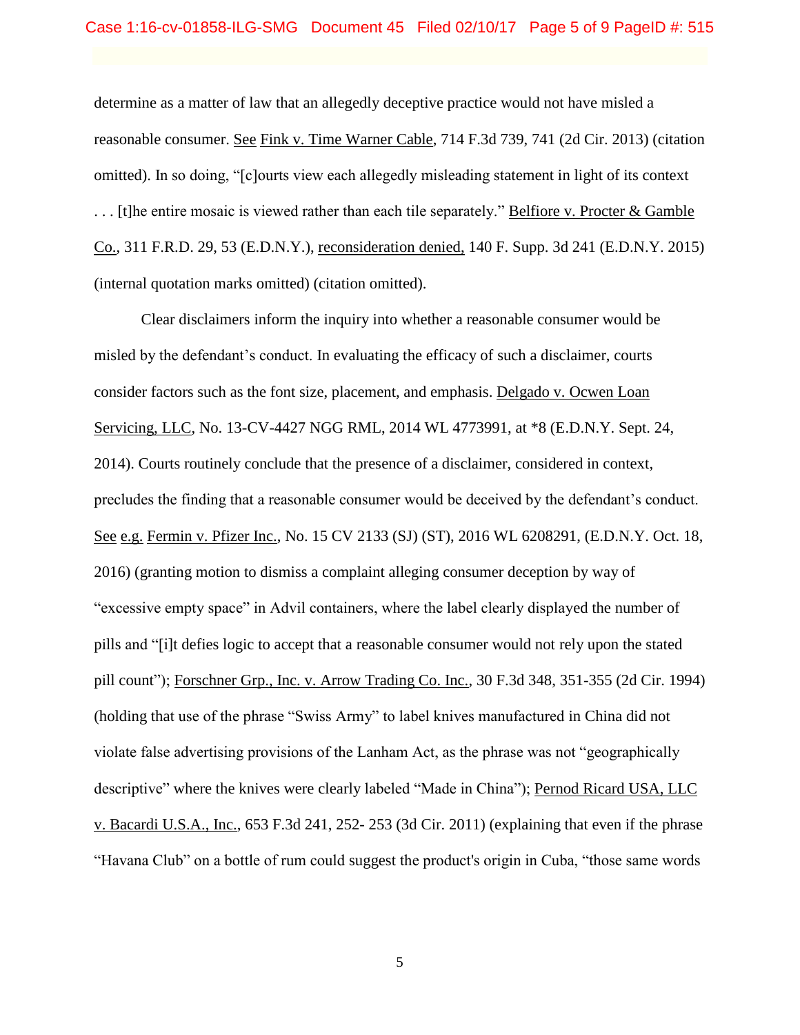determine as a matter of law that an allegedly deceptive practice would not have misled a reasonable consumer. See Fink v. Time Warner Cable, 714 F.3d 739, 741 (2d Cir. 2013) (citation omitted). In so doing, "[c]ourts view each allegedly misleading statement in light of its context . . . [t]he entire mosaic is viewed rather than each tile separately." Belfiore v. Procter & Gamble Co., 311 F.R.D. 29, 53 (E.D.N.Y.), reconsideration denied, 140 F. Supp. 3d 241 (E.D.N.Y. 2015) (internal quotation marks omitted) (citation omitted).

Clear disclaimers inform the inquiry into whether a reasonable consumer would be misled by the defendant's conduct. In evaluating the efficacy of such a disclaimer, courts consider factors such as the font size, placement, and emphasis. Delgado v. Ocwen Loan Servicing, LLC, No. 13-CV-4427 NGG RML, 2014 WL 4773991, at *8 (E.D.N.Y. Sept. 24, 2014). Courts routinely conclude that the presence of a disclaimer, considered in context, precludes the finding that a reasonable consumer would be deceived by the defendant's conduct. See e.g. Fermin v. Pfizer Inc., No. 15 CV 2133 (SJ) (ST), 2016 WL 6208291, (E.D.N.Y. Oct. 18, 2016) (granting motion to dismiss a complaint alleging consumer deception by way of "excessive empty space" in Advil containers, where the label clearly displayed the number of pills and "[i]t defies logic to accept that a reasonable consumer would not rely upon the stated pill count"); Forschner Grp., Inc. v. Arrow Trading Co. Inc., 30 F.3d 348, 351-355 (2d Cir. 1994) (holding that use of the phrase "Swiss Army" to label knives manufactured in China did not violate false advertising provisions of the Lanham Act, as the phrase was not "geographically descriptive" where the knives were clearly labeled "Made in China"); Pernod Ricard USA, LLC v. Bacardi U.S.A., Inc., 653 F.3d 241, 252- 253 (3d Cir. 2011) (explaining that even if the phrase "Havana Club" on a bottle of rum could suggest the product's origin in Cuba, "those same words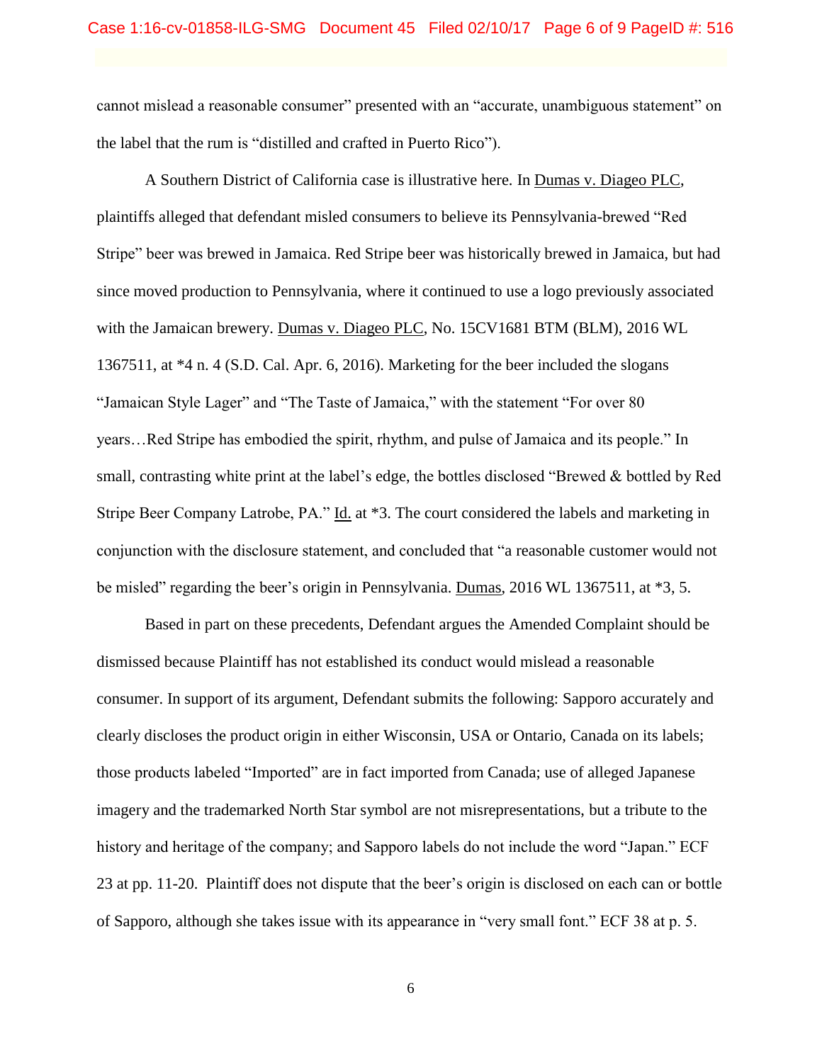cannot mislead a reasonable consumer" presented with an "accurate, unambiguous statement" on the label that the rum is "distilled and crafted in Puerto Rico").

A Southern District of California case is illustrative here. In Dumas v. Diageo PLC, plaintiffs alleged that defendant misled consumers to believe its Pennsylvania-brewed "Red Stripe" beer was brewed in Jamaica. Red Stripe beer was historically brewed in Jamaica, but had since moved production to Pennsylvania, where it continued to use a logo previously associated with the Jamaican brewery. Dumas v. Diageo PLC, No. 15CV1681 BTM (BLM), 2016 WL 1367511, at *4 n. 4 (S.D. Cal. Apr. 6, 2016). Marketing for the beer included the slogans "Jamaican Style Lager" and "The Taste of Jamaica," with the statement "For over 80 years…Red Stripe has embodied the spirit, rhythm, and pulse of Jamaica and its people." In small, contrasting white print at the label's edge, the bottles disclosed "Brewed & bottled by Red Stripe Beer Company Latrobe, PA." Id. at *3. The court considered the labels and marketing in conjunction with the disclosure statement, and concluded that "a reasonable customer would not be misled" regarding the beer's origin in Pennsylvania. Dumas, 2016 WL 1367511, at *3, 5.

Based in part on these precedents, Defendant argues the Amended Complaint should be dismissed because Plaintiff has not established its conduct would mislead a reasonable consumer. In support of its argument, Defendant submits the following: Sapporo accurately and clearly discloses the product origin in either Wisconsin, USA or Ontario, Canada on its labels; those products labeled "Imported" are in fact imported from Canada; use of alleged Japanese imagery and the trademarked North Star symbol are not misrepresentations, but a tribute to the history and heritage of the company; and Sapporo labels do not include the word "Japan." ECF 23 at pp. 11-20. Plaintiff does not dispute that the beer's origin is disclosed on each can or bottle of Sapporo, although she takes issue with its appearance in "very small font." ECF 38 at p. 5.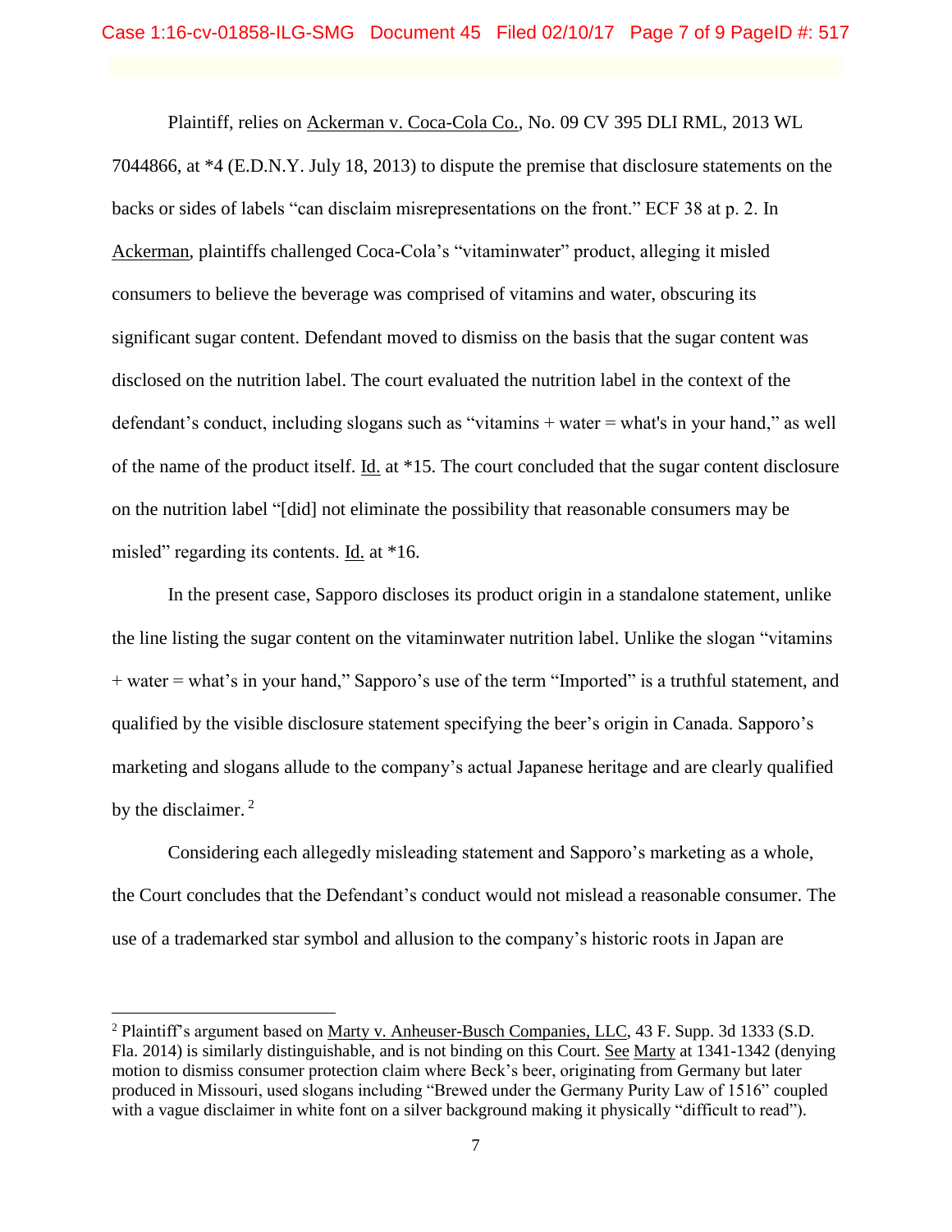Plaintiff, relies on Ackerman v. Coca-Cola Co., No. 09 CV 395 DLI RML, 2013 WL 7044866, at *4 (E.D.N.Y. July 18, 2013) to dispute the premise that disclosure statements on the backs or sides of labels "can disclaim misrepresentations on the front." ECF 38 at p. 2. In Ackerman, plaintiffs challenged Coca-Cola's "vitaminwater" product, alleging it misled consumers to believe the beverage was comprised of vitamins and water, obscuring its significant sugar content. Defendant moved to dismiss on the basis that the sugar content was disclosed on the nutrition label. The court evaluated the nutrition label in the context of the defendant's conduct, including slogans such as "vitamins + water = what's in your hand," as well of the name of the product itself. Id. at *15. The court concluded that the sugar content disclosure on the nutrition label "[did] not eliminate the possibility that reasonable consumers may be misled" regarding its contents. Id. at *16.

In the present case, Sapporo discloses its product origin in a standalone statement, unlike the line listing the sugar content on the vitaminwater nutrition label. Unlike the slogan "vitamins + water = what's in your hand," Sapporo's use of the term "Imported" is a truthful statement, and qualified by the visible disclosure statement specifying the beer's origin in Canada. Sapporo's marketing and slogans allude to the company's actual Japanese heritage and are clearly qualified by the disclaimer. [2]

Considering each allegedly misleading statement and Sapporo's marketing as a whole, the Court concludes that the Defendant's conduct would not mislead a reasonable consumer. The use of a trademarked star symbol and allusion to the company's historic roots in Japan are

[2] Plaintiff's argument based on Marty v. Anheuser-Busch Companies, LLC, 43 F. Supp. 3d 1333 (S.D. Fla. 2014) is similarly distinguishable, and is not binding on this Court. See Marty at 1341-1342 (denying motion to dismiss consumer protection claim where Beck's beer, originating from Germany but later produced in Missouri, used slogans including "Brewed under the Germany Purity Law of 1516" coupled with a vague disclaimer in white font on a silver background making it physically "difficult to read").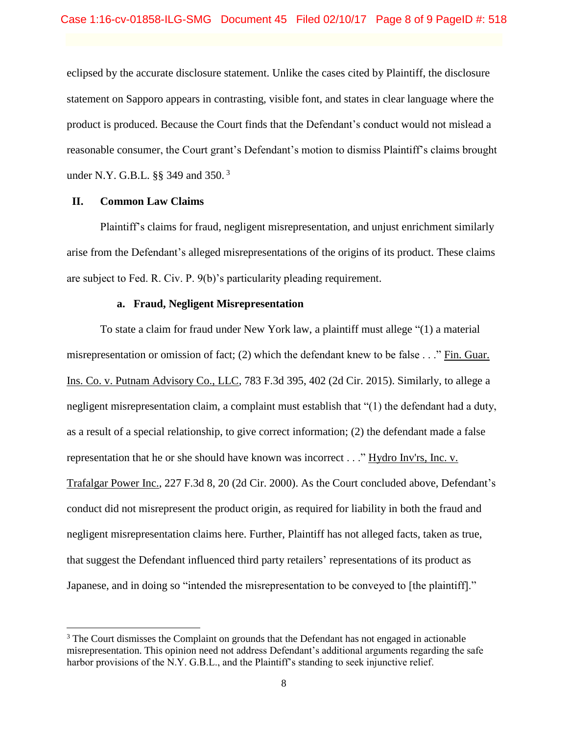eclipsed by the accurate disclosure statement. Unlike the cases cited by Plaintiff, the disclosure statement on Sapporo appears in contrasting, visible font, and states in clear language where the product is produced. Because the Court finds that the Defendant's conduct would not mislead a reasonable consumer, the Court grant's Defendant's motion to dismiss Plaintiff's claims brought under N.Y. G.B.L. §§ 349 and 350.[3]

## II. Common Law Claims

Plaintiff's claims for fraud, negligent misrepresentation, and unjust enrichment similarly arise from the Defendant's alleged misrepresentations of the origins of its product. These claims are subject to Fed. R. Civ. P. 9(b)'s particularity pleading requirement.

### a. Fraud, Negligent Misrepresentation

To state a claim for fraud under New York law, a plaintiff must allege "(1) a material misrepresentation or omission of fact; (2) which the defendant knew to be false . . ." Fin. Guar. Ins. Co. v. Putnam Advisory Co., LLC, 783 F.3d 395, 402 (2d Cir. 2015). Similarly, to allege a negligent misrepresentation claim, a complaint must establish that "(1) the defendant had a duty, as a result of a special relationship, to give correct information; (2) the defendant made a false representation that he or she should have known was incorrect . . ." Hydro Inv'rs, Inc. v. Trafalgar Power Inc., 227 F.3d 8, 20 (2d Cir. 2000). As the Court concluded above, Defendant's conduct did not misrepresent the product origin, as required for liability in both the fraud and negligent misrepresentation claims here. Further, Plaintiff has not alleged facts, taken as true, that suggest the Defendant influenced third party retailers' representations of its product as Japanese, and in doing so "intended the misrepresentation to be conveyed to [the plaintiff]."

---

[3] The Court dismisses the Complaint on grounds that the Defendant has not engaged in actionable misrepresentation. This opinion need not address Defendant's additional arguments regarding the safe harbor provisions of the N.Y. G.B.L., and the Plaintiff's standing to seek injunctive relief.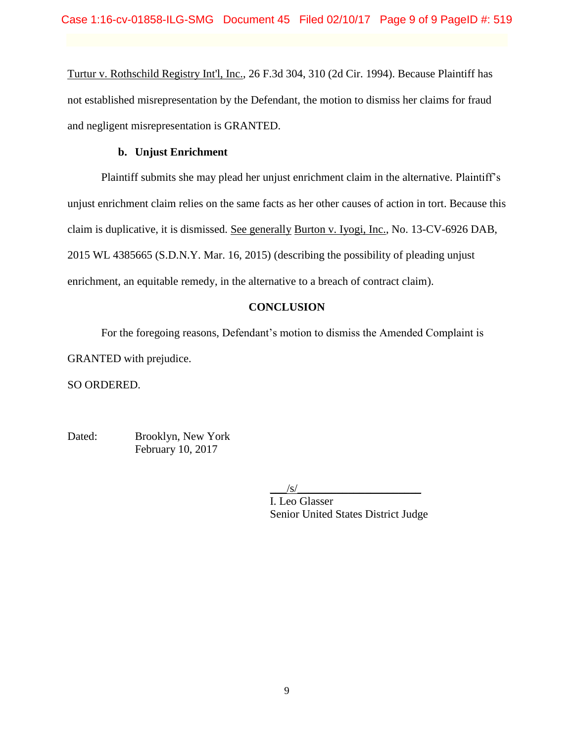Turtur v. Rothschild Registry Int'l, Inc., 26 F.3d 304, 310 (2d Cir. 1994). Because Plaintiff has not established misrepresentation by the Defendant, the motion to dismiss her claims for fraud and negligent misrepresentation is GRANTED.

### b. Unjust Enrichment

Plaintiff submits she may plead her unjust enrichment claim in the alternative. Plaintiff's unjust enrichment claim relies on the same facts as her other causes of action in tort. Because this claim is duplicative, it is dismissed. See generally Burton v. Iyogi, Inc., No. 13-CV-6926 DAB, 2015 WL 4385665 (S.D.N.Y. Mar. 16, 2015) (describing the possibility of pleading unjust enrichment, an equitable remedy, in the alternative to a breach of contract claim).

## CONCLUSION

For the foregoing reasons, Defendant's motion to dismiss the Amended Complaint is GRANTED with prejudice.

SO ORDERED.

Dated: Brooklyn, New York
February 10, 2017

/s/
I. Leo Glasser
Senior United States District Judge